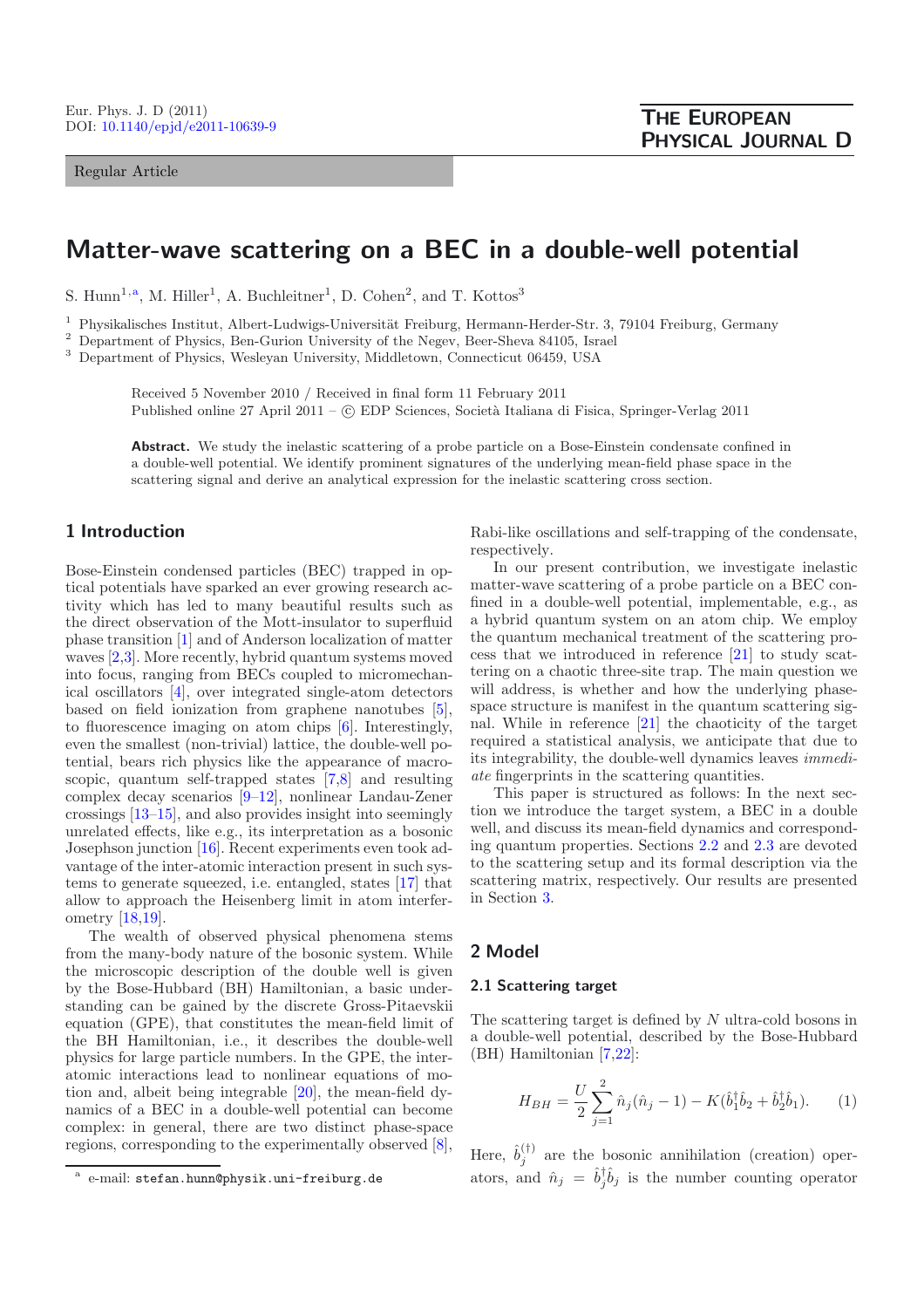Regular Article

# Matter-wave scattering on a BEC in a double-well potential

S. Hunn[1,a], M. Hiller[1], A. Buchleitner[1], D. Cohen[2], and T. Kottos[3]

[1] Physikalisches Institut, Albert-Ludwigs-Universität Freiburg, Hermann-Herder-Str. 3, 79104 Freiburg, Germany
[2] Department of Physics, Ben-Gurion University of the Negev, Beer-Sheva 84105, Israel
[3] Department of Physics, Wesleyan University, Middletown, Connecticut 06459, USA

Received 5 November 2010 / Received in final form 11 February 2011
Published online 27 April 2011 – © EDP Sciences, Società Italiana di Fisica, Springer-Verlag 2011

**Abstract.** We study the inelastic scattering of a probe particle on a Bose-Einstein condensate confined in a double-well potential. We identify prominent signatures of the underlying mean-field phase space in the scattering signal and derive an analytical expression for the inelastic scattering cross section.

## 1 Introduction

Bose-Einstein condensed particles (BEC) trapped in optical potentials have sparked an ever growing research activity which has led to many beautiful results such as the direct observation of the Mott-insulator to superfluid phase transition [1] and of Anderson localization of matter waves [2,3]. More recently, hybrid quantum systems moved into focus, ranging from BECs coupled to micromechanical oscillators [4], over integrated single-atom detectors based on field ionization from graphene nanotubes [5], to fluorescence imaging on atom chips [6]. Interestingly, even the smallest (non-trivial) lattice, the double-well potential, bears rich physics like the appearance of macroscopic, quantum self-trapped states [7,8] and resulting complex decay scenarios [9–12], nonlinear Landau-Zener crossings [13–15], and also provides insight into seemingly unrelated effects, like e.g., its interpretation as a bosonic Josephson junction [16]. Recent experiments even took advantage of the inter-atomic interaction present in such systems to generate squeezed, i.e. entangled, states [17] that allow to approach the Heisenberg limit in atom interferometry [18,19].

The wealth of observed physical phenomena stems from the many-body nature of the bosonic system. While the microscopic description of the double well is given by the Bose-Hubbard (BH) Hamiltonian, a basic understanding can be gained by the discrete Gross-Pitaevskii equation (GPE), that constitutes the mean-field limit of the BH Hamiltonian, i.e., it describes the double-well physics for large particle numbers. In the GPE, the inter-atomic interactions lead to nonlinear equations of motion and, albeit being integrable [20], the mean-field dynamics of a BEC in a double-well potential can become complex: in general, there are two distinct phase-space regions, corresponding to the experimentally observed [8], Rabi-like oscillations and self-trapping of the condensate, respectively.

In our present contribution, we investigate inelastic matter-wave scattering of a probe particle on a BEC confined in a double-well potential, implementable, e.g., as a hybrid quantum system on an atom chip. We employ the quantum mechanical treatment of the scattering process that we introduced in reference [21] to study scattering on a chaotic three-site trap. The main question we will address, is whether and how the underlying phase-space structure is manifest in the quantum scattering signal. While in reference [21] the chaoticity of the target required a statistical analysis, we anticipate that due to its integrability, the double-well dynamics leaves *immediate* fingerprints in the scattering quantities.

This paper is structured as follows: In the next section we introduce the target system, a BEC in a double well, and discuss its mean-field dynamics and corresponding quantum properties. Sections 2.2 and 2.3 are devoted to the scattering setup and its formal description via the scattering matrix, respectively. Our results are presented in Section 3.

## 2 Model

### 2.1 Scattering target

The scattering target is defined by $N$ ultra-cold bosons in a double-well potential, described by the Bose-Hubbard (BH) Hamiltonian [7,22]:

$$H_{BH} = \frac{U}{2}\sum_{j=1}^{2}\hat{n}_j(\hat{n}_j - 1) - K(\hat{b}_1^\dagger\hat{b}_2 + \hat{b}_2^\dagger\hat{b}_1). \qquad (1)$$

Here, $\hat{b}_j^{(\dagger)}$ are the bosonic annihilation (creation) operators, and $\hat{n}_j = \hat{b}_j^\dagger\hat{b}_j$ is the number counting operator

[a] e-mail: stefan.hunn@physik.uni-freiburg.de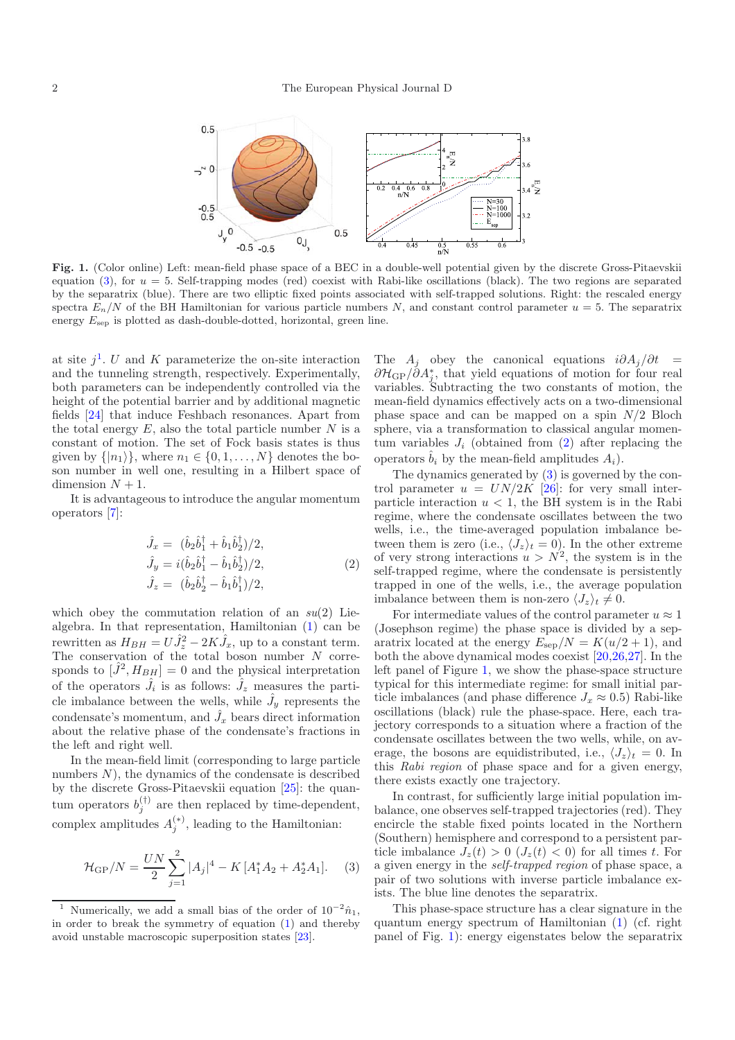**Fig. 1.** (Color online) Left: mean-field phase space of a BEC in a double-well potential given by the discrete Gross-Pitaevskii equation (3), for $u = 5$. Self-trapping modes (red) coexist with Rabi-like oscillations (black). The two regions are separated by the separatrix (blue). There are two elliptic fixed points associated with self-trapped solutions. Right: the rescaled energy spectra $E_n/N$ of the BH Hamiltonian for various particle numbers $N$, and constant control parameter $u = 5$. The separatrix energy $E_{\rm sep}$ is plotted as dash-double-dotted, horizontal, green line.

at site $j$[1]. $U$ and $K$ parameterize the on-site interaction and the tunneling strength, respectively. Experimentally, both parameters can be independently controlled via the height of the potential barrier and by additional magnetic fields [24] that induce Feshbach resonances. Apart from the total energy $E$, also the total particle number $N$ is a constant of motion. The set of Fock basis states is thus given by $\{|n_1\rangle\}$, where $n_1 \in \{0, 1, \ldots, N\}$ denotes the boson number in well one, resulting in a Hilbert space of dimension $N + 1$.

It is advantageous to introduce the angular momentum operators [7]:

$$
\begin{aligned}
\hat{J}_x &= (\hat{b}_2\hat{b}_1^\dagger + \hat{b}_1\hat{b}_2^\dagger)/2, \\
\hat{J}_y &= i(\hat{b}_2\hat{b}_1^\dagger - \hat{b}_1\hat{b}_2^\dagger)/2, \\
\hat{J}_z &= (\hat{b}_2\hat{b}_2^\dagger - \hat{b}_1\hat{b}_1^\dagger)/2,
\end{aligned} \tag{2}
$$

which obey the commutation relation of an $su(2)$ Lie-algebra. In that representation, Hamiltonian (1) can be rewritten as $H_{BH} = U\hat{J}_z^2 - 2K\hat{J}_x$, up to a constant term. The conservation of the total boson number $N$ corresponds to $[\hat{J}^2, H_{BH}] = 0$ and the physical interpretation of the operators $\hat{J}_i$ is as follows: $\hat{J}_z$ measures the particle imbalance between the wells, while $\hat{J}_y$ represents the condensate's momentum, and $\hat{J}_x$ bears direct information about the relative phase of the condensate's fractions in the left and right well.

In the mean-field limit (corresponding to large particle numbers $N$), the dynamics of the condensate is described by the discrete Gross-Pitaevskii equation [25]: the quantum operators $b_j^{(\dagger)}$ are then replaced by time-dependent, complex amplitudes $A_j^{(*)}$, leading to the Hamiltonian:

$$
\mathcal{H}_{\rm GP}/N = \frac{UN}{2}\sum_{j=1}^{2}|A_j|^4 - K\left[A_1^*A_2 + A_2^*A_1\right]. \tag{3}
$$

The $A_j$ obey the canonical equations $i\partial A_j/\partial t = \partial\mathcal{H}_{\rm GP}/\partial A_j^*$, that yield equations of motion for four real variables. Subtracting the two constants of motion, the mean-field dynamics effectively acts on a two-dimensional phase space and can be mapped on a spin $N/2$ Bloch sphere, via a transformation to classical angular momentum variables $J_i$ (obtained from (2) after replacing the operators $\hat{b}_i$ by the mean-field amplitudes $A_i$).

The dynamics generated by (3) is governed by the control parameter $u = UN/2K$ [26]: for very small inter-particle interaction $u < 1$, the BH system is in the Rabi regime, where the condensate oscillates between the two wells, i.e., the time-averaged population imbalance between them is zero (i.e., $\langle J_z\rangle_t = 0$). In the other extreme of very strong interactions $u > N^2$, the system is in the self-trapped regime, where the condensate is persistently trapped in one of the wells, i.e., the average population imbalance between them is non-zero $\langle J_z\rangle_t \neq 0$.

For intermediate values of the control parameter $u \approx 1$ (Josephson regime) the phase space is divided by a separatrix located at the energy $E_{\rm sep}/N = K(u/2 + 1)$, and both the above dynamical modes coexist [20,26,27]. In the left panel of Figure 1, we show the phase-space structure typical for this intermediate regime: for small initial particle imbalances (and phase difference $J_x \approx 0.5$) Rabi-like oscillations (black) rule the phase-space. Here, each trajectory corresponds to a situation where a fraction of the condensate oscillates between the two wells, while, on average, the bosons are equidistributed, i.e., $\langle J_z\rangle_t = 0$. In this *Rabi region* of phase space and for a given energy, there exists exactly one trajectory.

In contrast, for sufficiently large initial population imbalance, one observes self-trapped trajectories (red). They encircle the stable fixed points located in the Northern (Southern) hemisphere and correspond to a persistent particle imbalance $J_z(t) > 0$ ($J_z(t) < 0$) for all times $t$. For a given energy in the *self-trapped region* of phase space, a pair of two solutions with inverse particle imbalance exists. The blue line denotes the separatrix.

This phase-space structure has a clear signature in the quantum energy spectrum of Hamiltonian (1) (cf. right panel of Fig. 1): energy eigenstates below the separatrix

[1] Numerically, we add a small bias of the order of $10^{-2}\hat{n}_1$, in order to break the symmetry of equation (1) and thereby avoid unstable macroscopic superposition states [23].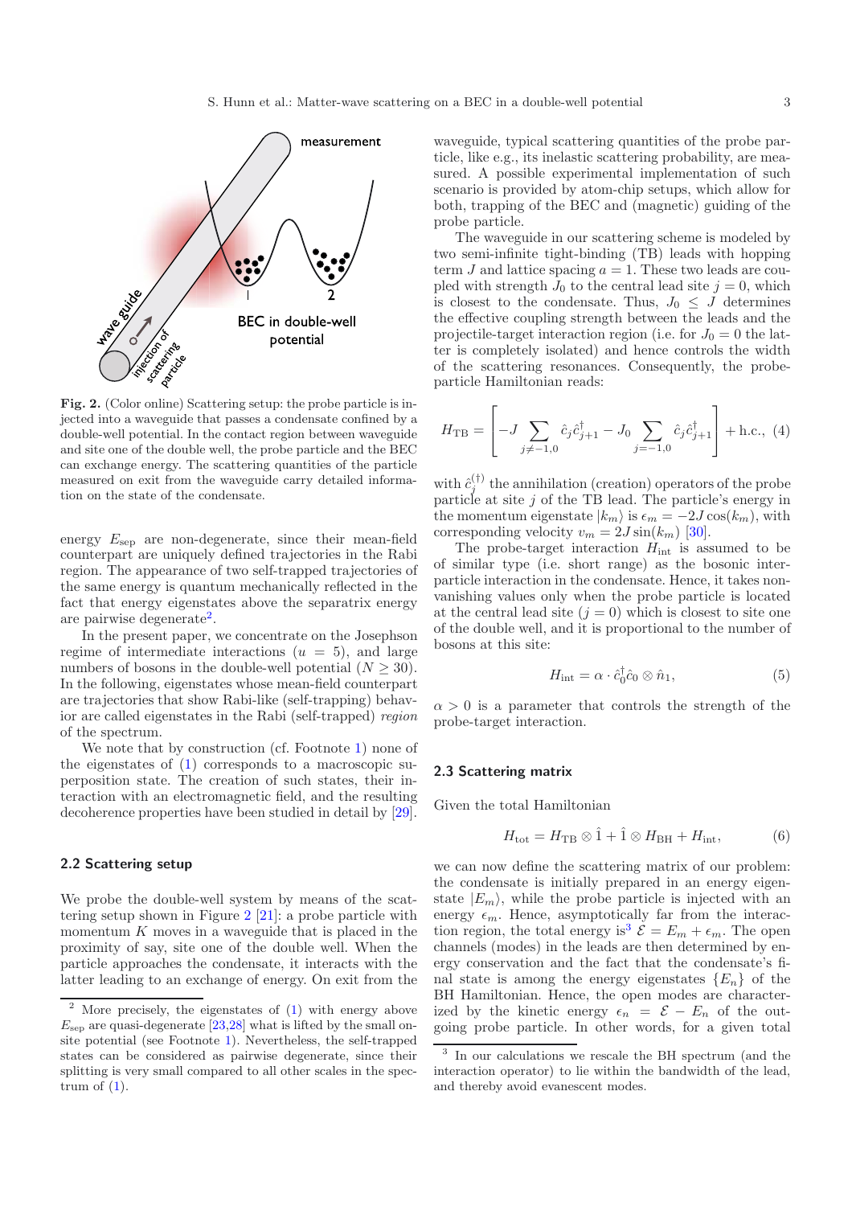Fig. 2. (Color online) Scattering setup: the probe particle is injected into a waveguide that passes a condensate confined by a double-well potential. In the contact region between waveguide and site one of the double well, the probe particle and the BEC can exchange energy. The scattering quantities of the particle measured on exit from the waveguide carry detailed information on the state of the condensate.

energy $E_{\rm sep}$ are non-degenerate, since their mean-field counterpart are uniquely defined trajectories in the Rabi region. The appearance of two self-trapped trajectories of the same energy is quantum mechanically reflected in the fact that energy eigenstates above the separatrix energy are pairwise degenerate[2].

In the present paper, we concentrate on the Josephson regime of intermediate interactions ($u = 5$), and large numbers of bosons in the double-well potential ($N \geq 30$). In the following, eigenstates whose mean-field counterpart are trajectories that show Rabi-like (self-trapping) behavior are called eigenstates in the Rabi (self-trapped) *region* of the spectrum.

We note that by construction (cf. Footnote 1) none of the eigenstates of (1) corresponds to a macroscopic superposition state. The creation of such states, their interaction with an electromagnetic field, and the resulting decoherence properties have been studied in detail by [29].

### 2.2 Scattering setup

We probe the double-well system by means of the scattering setup shown in Figure 2 [21]: a probe particle with momentum $K$ moves in a waveguide that is placed in the proximity of say, site one of the double well. When the particle approaches the condensate, it interacts with the latter leading to an exchange of energy. On exit from the waveguide, typical scattering quantities of the probe particle, like e.g., its inelastic scattering probability, are measured. A possible experimental implementation of such scenario is provided by atom-chip setups, which allow for both, trapping of the BEC and (magnetic) guiding of the probe particle.

The waveguide in our scattering scheme is modeled by two semi-infinite tight-binding (TB) leads with hopping term $J$ and lattice spacing $a = 1$. These two leads are coupled with strength $J_0$ to the central lead site $j = 0$, which is closest to the condensate. Thus, $J_0 \leq J$ determines the effective coupling strength between the leads and the projectile-target interaction region (i.e. for $J_0 = 0$ the latter is completely isolated) and hence controls the width of the scattering resonances. Consequently, the probe-particle Hamiltonian reads:

$$H_{\rm TB} = \left[ -J \sum_{j \neq -1,0} \hat{c}_j \hat{c}_{j+1}^\dagger - J_0 \sum_{j=-1,0} \hat{c}_j \hat{c}_{j+1}^\dagger \right] + \text{h.c.}, \quad (4)$$

with $\hat{c}_j^{(\dagger)}$ the annihilation (creation) operators of the probe particle at site $j$ of the TB lead. The particle's energy in the momentum eigenstate $|k_m\rangle$ is $\epsilon_m = -2J\cos(k_m)$, with corresponding velocity $v_m = 2J\sin(k_m)$ [30].

The probe-target interaction $H_{\rm int}$ is assumed to be of similar type (i.e. short range) as the bosonic interparticle interaction in the condensate. Hence, it takes nonvanishing values only when the probe particle is located at the central lead site ($j = 0$) which is closest to site one of the double well, and it is proportional to the number of bosons at this site:

$$H_{\rm int} = \alpha \cdot \hat{c}_0^\dagger \hat{c}_0 \otimes \hat{n}_1, \quad (5)$$

$\alpha > 0$ is a parameter that controls the strength of the probe-target interaction.

### 2.3 Scattering matrix

Given the total Hamiltonian

$$H_{\rm tot} = H_{\rm TB} \otimes \hat{1} + \hat{1} \otimes H_{\rm BH} + H_{\rm int}, \quad (6)$$

we can now define the scattering matrix of our problem: the condensate is initially prepared in an energy eigenstate $|E_m\rangle$, while the probe particle is injected with an energy $\epsilon_m$. Hence, asymptotically far from the interaction region, the total energy is[3] $\mathcal{E} = E_m + \epsilon_m$. The open channels (modes) in the leads are then determined by energy conservation and the fact that the condensate's final state is among the energy eigenstates $\{E_n\}$ of the BH Hamiltonian. Hence, the open modes are characterized by the kinetic energy $\epsilon_n = \mathcal{E} - E_n$ of the outgoing probe particle. In other words, for a given total

---

[2] More precisely, the eigenstates of (1) with energy above $E_{\rm sep}$ are quasi-degenerate [23,28] what is lifted by the small on-site potential (see Footnote 1). Nevertheless, the self-trapped states can be considered as pairwise degenerate, since their splitting is very small compared to all other scales in the spectrum of (1).

[3] In our calculations we rescale the BH spectrum (and the interaction operator) to lie within the bandwidth of the lead, and thereby avoid evanescent modes.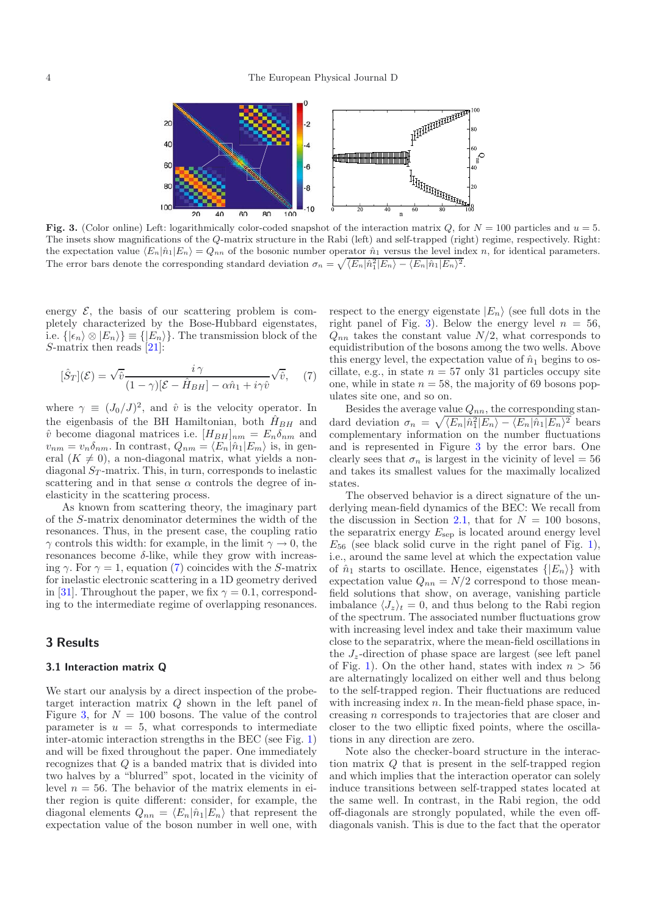**Fig. 3.** (Color online) Left: logarithmically color-coded snapshot of the interaction matrix $Q$, for $N = 100$ particles and $u = 5$. The insets show magnifications of the $Q$-matrix structure in the Rabi (left) and self-trapped (right) regime, respectively. Right: the expectation value $\langle E_n|\hat{n}_1|E_n\rangle = Q_{nn}$ of the bosonic number operator $\hat{n}_1$ versus the level index $n$, for identical parameters. The error bars denote the corresponding standard deviation $\sigma_n = \sqrt{\langle E_n|\hat{n}_1^2|E_n\rangle - \langle E_n|\hat{n}_1|E_n\rangle^2}$.

energy $\mathcal{E}$, the basis of our scattering problem is completely characterized by the Bose-Hubbard eigenstates, i.e. $\{|\epsilon_n\rangle \otimes |E_n\rangle\} \equiv \{|E_n\rangle\}$. The transmission block of the $S$-matrix then reads [21]:

$$[\hat{S}_T](\mathcal{E}) = \sqrt{\hat{v}} \frac{i\,\gamma}{(1-\gamma)[\mathcal{E} - \hat{H}_{BH}] - \alpha\hat{n}_1 + i\gamma\hat{v}} \sqrt{\hat{v}}, \quad (7)$$

where $\gamma \equiv (J_0/J)^2$, and $\hat{v}$ is the velocity operator. In the eigenbasis of the BH Hamiltonian, both $\hat{H}_{BH}$ and $\hat{v}$ become diagonal matrices i.e. $[H_{BH}]_{nm} = E_n\delta_{nm}$ and $v_{nm} = v_n\delta_{nm}$. In contrast, $Q_{nm} = \langle E_n|\hat{n}_1|E_m\rangle$ is, in general ($K \neq 0$), a non-diagonal matrix, what yields a non-diagonal $S_T$-matrix. This, in turn, corresponds to inelastic scattering and in that sense $\alpha$ controls the degree of inelasticity in the scattering process.

As known from scattering theory, the imaginary part of the $S$-matrix denominator determines the width of the resonances. Thus, in the present case, the coupling ratio $\gamma$ controls this width: for example, in the limit $\gamma \to 0$, the resonances become $\delta$-like, while they grow with increasing $\gamma$. For $\gamma = 1$, equation (7) coincides with the $S$-matrix for inelastic electronic scattering in a 1D geometry derived in [31]. Throughout the paper, we fix $\gamma = 0.1$, corresponding to the intermediate regime of overlapping resonances.

## 3 Results

### 3.1 Interaction matrix Q

We start our analysis by a direct inspection of the probe-target interaction matrix $Q$ shown in the left panel of Figure 3, for $N = 100$ bosons. The value of the control parameter is $u = 5$, what corresponds to intermediate inter-atomic interaction strengths in the BEC (see Fig. 1) and will be fixed throughout the paper. One immediately recognizes that $Q$ is a banded matrix that is divided into two halves by a "blurred" spot, located in the vicinity of level $n = 56$. The behavior of the matrix elements in either region is quite different: consider, for example, the diagonal elements $Q_{nn} = \langle E_n|\hat{n}_1|E_n\rangle$ that represent the expectation value of the boson number in well one, with respect to the energy eigenstate $|E_n\rangle$ (see full dots in the right panel of Fig. 3). Below the energy level $n = 56$, $Q_{nn}$ takes the constant value $N/2$, what corresponds to equidistribution of the bosons among the two wells. Above this energy level, the expectation value of $\hat{n}_1$ begins to oscillate, e.g., in state $n = 57$ only 31 particles occupy site one, while in state $n = 58$, the majority of 69 bosons populates site one, and so on.

Besides the average value $Q_{nn}$, the corresponding standard deviation $\sigma_n = \sqrt{\langle E_n|\hat{n}_1^2|E_n\rangle - \langle E_n|\hat{n}_1|E_n\rangle^2}$ bears complementary information on the number fluctuations and is represented in Figure 3 by the error bars. One clearly sees that $\sigma_n$ is largest in the vicinity of level $= 56$ and takes its smallest values for the maximally localized states.

The observed behavior is a direct signature of the underlying mean-field dynamics of the BEC: We recall from the discussion in Section 2.1, that for $N = 100$ bosons, the separatrix energy $E_{\rm sep}$ is located around energy level $E_{56}$ (see black solid curve in the right panel of Fig. 1), i.e., around the same level at which the expectation value of $\hat{n}_1$ starts to oscillate. Hence, eigenstates $\{|E_n\rangle\}$ with expectation value $Q_{nn} = N/2$ correspond to those mean-field solutions that show, on average, vanishing particle imbalance $\langle J_z\rangle_t = 0$, and thus belong to the Rabi region of the spectrum. The associated number fluctuations grow with increasing level index and take their maximum value close to the separatrix, where the mean-field oscillations in the $J_z$-direction of phase space are largest (see left panel of Fig. 1). On the other hand, states with index $n > 56$ are alternatingly localized on either well and thus belong to the self-trapped region. Their fluctuations are reduced with increasing index $n$. In the mean-field phase space, increasing $n$ corresponds to trajectories that are closer and closer to the two elliptic fixed points, where the oscillations in any direction are zero.

Note also the checker-board structure in the interaction matrix $Q$ that is present in the self-trapped region and which implies that the interaction operator can solely induce transitions between self-trapped states located at the same well. In contrast, in the Rabi region, the odd off-diagonals are strongly populated, while the even off-diagonals vanish. This is due to the fact that the operator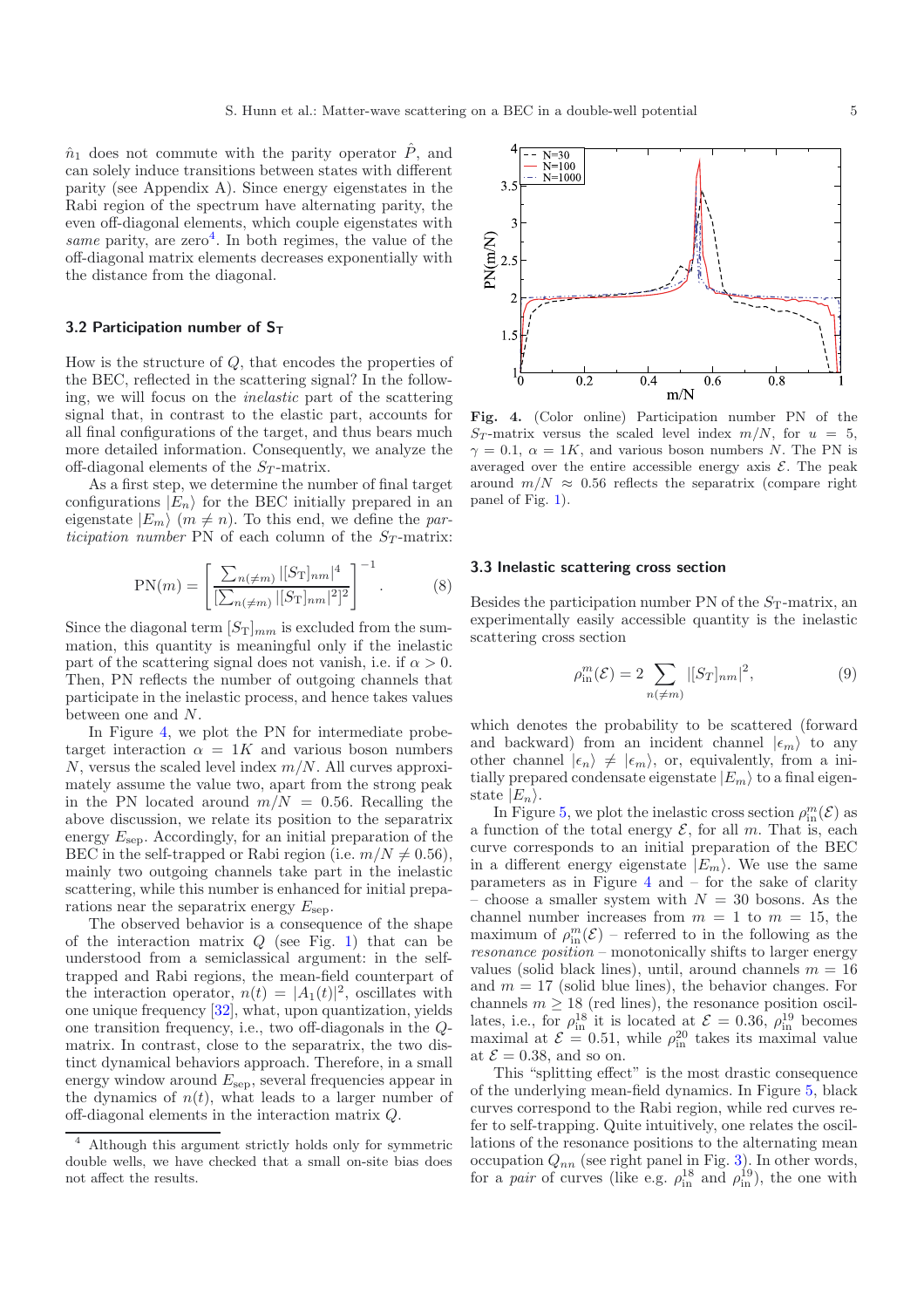$\hat{n}_1$ does not commute with the parity operator $\hat{P}$, and can solely induce transitions between states with different parity (see Appendix A). Since energy eigenstates in the Rabi region of the spectrum have alternating parity, the even off-diagonal elements, which couple eigenstates with *same* parity, are zero[4]. In both regimes, the value of the off-diagonal matrix elements decreases exponentially with the distance from the diagonal.

### 3.2 Participation number of $S_T$

How is the structure of $Q$, that encodes the properties of the BEC, reflected in the scattering signal? In the following, we will focus on the *inelastic* part of the scattering signal that, in contrast to the elastic part, accounts for all final configurations of the target, and thus bears much more detailed information. Consequently, we analyze the off-diagonal elements of the $S_T$-matrix.

As a first step, we determine the number of final target configurations $|E_n\rangle$ for the BEC initially prepared in an eigenstate $|E_m\rangle$ ($m \neq n$). To this end, we define the *participation number* PN of each column of the $S_T$-matrix:

$$\mathrm{PN}(m) = \left[ \frac{\sum_{n(\neq m)} |[S_\mathrm{T}]_{nm}|^4}{[\sum_{n(\neq m)} |[S_\mathrm{T}]_{nm}|^2]^2} \right]^{-1}. \tag{8}$$

Since the diagonal term $[S_\mathrm{T}]_{mm}$ is excluded from the summation, this quantity is meaningful only if the inelastic part of the scattering signal does not vanish, i.e. if $\alpha > 0$. Then, PN reflects the number of outgoing channels that participate in the inelastic process, and hence takes values between one and $N$.

In Figure 4, we plot the PN for intermediate probe-target interaction $\alpha = 1K$ and various boson numbers $N$, versus the scaled level index $m/N$. All curves approximately assume the value two, apart from the strong peak in the PN located around $m/N = 0.56$. Recalling the above discussion, we relate its position to the separatrix energy $E_\mathrm{sep}$. Accordingly, for an initial preparation of the BEC in the self-trapped or Rabi region (i.e. $m/N \neq 0.56$), mainly two outgoing channels take part in the inelastic scattering, while this number is enhanced for initial preparations near the separatrix energy $E_\mathrm{sep}$.

The observed behavior is a consequence of the shape of the interaction matrix $Q$ (see Fig. 1) that can be understood from a semiclassical argument: in the self-trapped and Rabi regions, the mean-field counterpart of the interaction operator, $n(t) = |A_1(t)|^2$, oscillates with one unique frequency [32], what, upon quantization, yields one transition frequency, i.e., two off-diagonals in the $Q$-matrix. In contrast, close to the separatrix, the two distinct dynamical behaviors approach. Therefore, in a small energy window around $E_\mathrm{sep}$, several frequencies appear in the dynamics of $n(t)$, what leads to a larger number of off-diagonal elements in the interaction matrix $Q$.

[4] Although this argument strictly holds only for symmetric double wells, we have checked that a small on-site bias does not affect the results.

**Fig. 4.** (Color online) Participation number PN of the $S_T$-matrix versus the scaled level index $m/N$, for $u = 5$, $\gamma = 0.1$, $\alpha = 1K$, and various boson numbers $N$. The PN is averaged over the entire accessible energy axis $\mathcal{E}$. The peak around $m/N \approx 0.56$ reflects the separatrix (compare right panel of Fig. 1).

### 3.3 Inelastic scattering cross section

Besides the participation number PN of the $S_\mathrm{T}$-matrix, an experimentally easily accessible quantity is the inelastic scattering cross section

$$\rho_\mathrm{in}^m(\mathcal{E}) = 2 \sum_{n(\neq m)} |[S_T]_{nm}|^2, \tag{9}$$

which denotes the probability to be scattered (forward and backward) from an incident channel $|\epsilon_m\rangle$ to any other channel $|\epsilon_n\rangle \neq |\epsilon_m\rangle$, or, equivalently, from a initially prepared condensate eigenstate $|E_m\rangle$ to a final eigenstate $|E_n\rangle$.

In Figure 5, we plot the inelastic cross section $\rho_\mathrm{in}^m(\mathcal{E})$ as a function of the total energy $\mathcal{E}$, for all $m$. That is, each curve corresponds to an initial preparation of the BEC in a different energy eigenstate $|E_m\rangle$. We use the same parameters as in Figure 4 and – for the sake of clarity – choose a smaller system with $N = 30$ bosons. As the channel number increases from $m = 1$ to $m = 15$, the maximum of $\rho_\mathrm{in}^m(\mathcal{E})$ – referred to in the following as the *resonance position* – monotonically shifts to larger energy values (solid black lines), until, around channels $m = 16$ and $m = 17$ (solid blue lines), the behavior changes. For channels $m \geq 18$ (red lines), the resonance position oscillates, i.e., for $\rho_\mathrm{in}^{18}$ it is located at $\mathcal{E} = 0.36$, $\rho_\mathrm{in}^{19}$ becomes maximal at $\mathcal{E} = 0.51$, while $\rho_\mathrm{in}^{20}$ takes its maximal value at $\mathcal{E} = 0.38$, and so on.

This "splitting effect" is the most drastic consequence of the underlying mean-field dynamics. In Figure 5, black curves correspond to the Rabi region, while red curves refer to self-trapping. Quite intuitively, one relates the oscillations of the resonance positions to the alternating mean occupation $Q_{nn}$ (see right panel in Fig. 3). In other words, for a *pair* of curves (like e.g. $\rho_\mathrm{in}^{18}$ and $\rho_\mathrm{in}^{19}$), the one with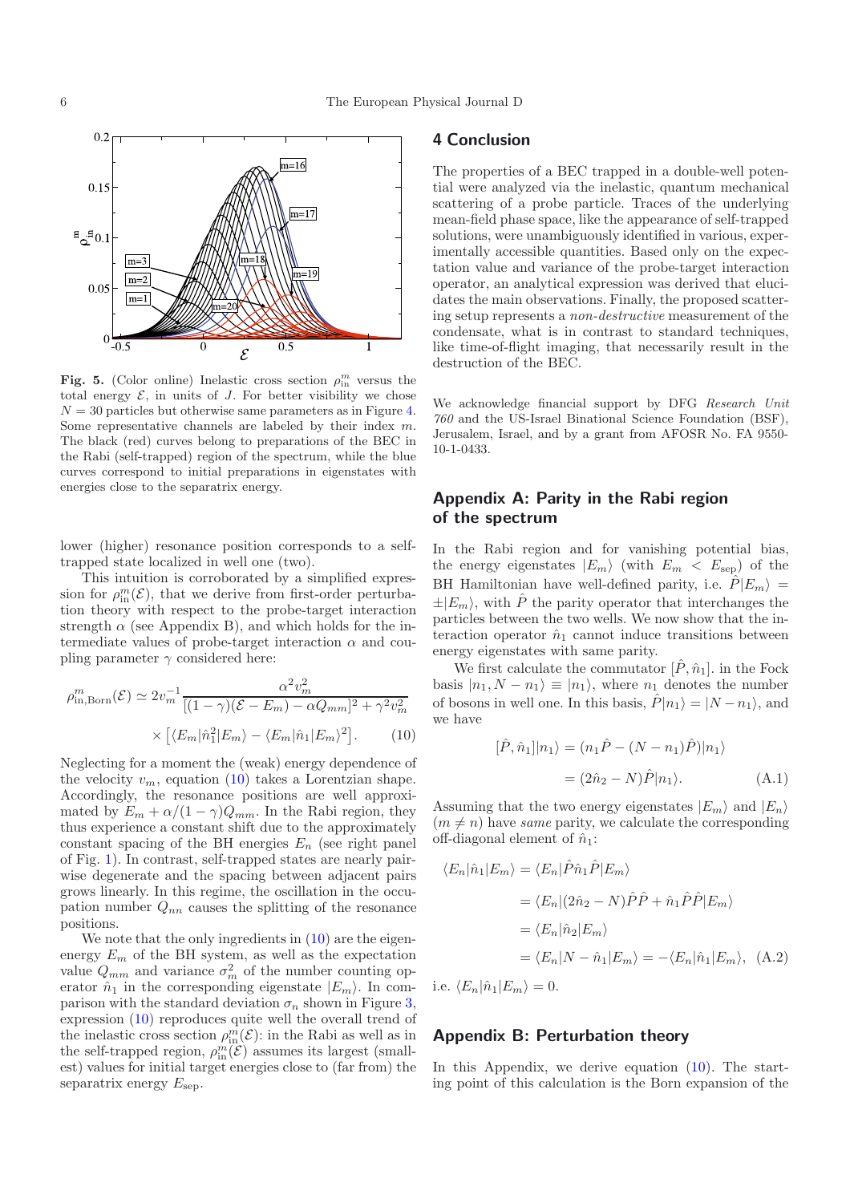**Fig. 5.** (Color online) Inelastic cross section $\rho_{\rm in}^m$ versus the total energy $\mathcal{E}$, in units of $J$. For better visibility we chose $N = 30$ particles but otherwise same parameters as in Figure 4. Some representative channels are labeled by their index $m$. The black (red) curves belong to preparations of the BEC in the Rabi (self-trapped) region of the spectrum, while the blue curves correspond to initial preparations in eigenstates with energies close to the separatrix energy.

lower (higher) resonance position corresponds to a self-trapped state localized in well one (two).

This intuition is corroborated by a simplified expression for $\rho_{\rm in}^m(\mathcal{E})$, that we derive from first-order perturbation theory with respect to the probe-target interaction strength $\alpha$ (see Appendix B), and which holds for the intermediate values of probe-target interaction $\alpha$ and coupling parameter $\gamma$ considered here:

$$\rho_{\rm in,Born}^m(\mathcal{E}) \simeq 2v_m^{-1}\frac{\alpha^2 v_m^2}{[(1-\gamma)(\mathcal{E}-E_m)-\alpha Q_{mm}]^2+\gamma^2 v_m^2} \times \left[\langle E_m|\hat{n}_1^2|E_m\rangle - \langle E_m|\hat{n}_1|E_m\rangle^2\right]. \quad (10)$$

Neglecting for a moment the (weak) energy dependence of the velocity $v_m$, equation (10) takes a Lorentzian shape. Accordingly, the resonance positions are well approximated by $E_m + \alpha/(1-\gamma)Q_{mm}$. In the Rabi region, they thus experience a constant shift due to the approximately constant spacing of the BH energies $E_n$ (see right panel of Fig. 1). In contrast, self-trapped states are nearly pairwise degenerate and the spacing between adjacent pairs grows linearly. In this regime, the oscillation in the occupation number $Q_{nn}$ causes the splitting of the resonance positions.

We note that the only ingredients in (10) are the eigenenergy $E_m$ of the BH system, as well as the expectation value $Q_{mm}$ and variance $\sigma_m^2$ of the number counting operator $\hat{n}_1$ in the corresponding eigenstate $|E_m\rangle$. In comparison with the standard deviation $\sigma_n$ shown in Figure 3, expression (10) reproduces quite well the overall trend of the inelastic cross section $\rho_{\rm in}^m(\mathcal{E})$: in the Rabi as well as in the self-trapped region, $\rho_{\rm in}^m(\mathcal{E})$ assumes its largest (smallest) values for initial target energies close to (far from) the separatrix energy $E_{\rm sep}$.

## 4 Conclusion

The properties of a BEC trapped in a double-well potential were analyzed via the inelastic, quantum mechanical scattering of a probe particle. Traces of the underlying mean-field phase space, like the appearance of self-trapped solutions, were unambiguously identified in various, experimentally accessible quantities. Based only on the expectation value and variance of the probe-target interaction operator, an analytical expression was derived that elucidates the main observations. Finally, the proposed scattering setup represents a *non-destructive* measurement of the condensate, what is in contrast to standard techniques, like time-of-flight imaging, that necessarily result in the destruction of the BEC.

We acknowledge financial support by DFG *Research Unit 760* and the US-Israel Binational Science Foundation (BSF), Jerusalem, Israel, and by a grant from AFOSR No. FA 9550-10-1-0433.

## Appendix A: Parity in the Rabi region of the spectrum

In the Rabi region and for vanishing potential bias, the energy eigenstates $|E_m\rangle$ (with $E_m < E_{\rm sep}$) of the BH Hamiltonian have well-defined parity, i.e. $\hat{P}|E_m\rangle = \pm|E_m\rangle$, with $\hat{P}$ the parity operator that interchanges the particles between the two wells. We now show that the interaction operator $\hat{n}_1$ cannot induce transitions between energy eigenstates with same parity.

We first calculate the commutator $[\hat{P}, \hat{n}_1]$. in the Fock basis $|n_1, N-n_1\rangle \equiv |n_1\rangle$, where $n_1$ denotes the number of bosons in well one. In this basis, $\hat{P}|n_1\rangle = |N-n_1\rangle$, and we have

$$\begin{aligned}
[\hat{P}, \hat{n}_1]|n_1\rangle &= (n_1\hat{P} - (N-n_1)\hat{P})|n_1\rangle \\
&= (2\hat{n}_2 - N)\hat{P}|n_1\rangle. \quad (A.1)
\end{aligned}$$

Assuming that the two energy eigenstates $|E_m\rangle$ and $|E_n\rangle$ ($m \neq n$) have *same* parity, we calculate the corresponding off-diagonal element of $\hat{n}_1$:

$$\begin{aligned}
\langle E_n|\hat{n}_1|E_m\rangle &= \langle E_n|\hat{P}\hat{n}_1\hat{P}|E_m\rangle \\
&= \langle E_n|(2\hat{n}_2 - N)\hat{P}\hat{P} + \hat{n}_1\hat{P}\hat{P}|E_m\rangle \\
&= \langle E_n|\hat{n}_2|E_m\rangle \\
&= \langle E_n|N - \hat{n}_1|E_m\rangle = -\langle E_n|\hat{n}_1|E_m\rangle, \quad (A.2)
\end{aligned}$$

i.e. $\langle E_n|\hat{n}_1|E_m\rangle = 0$.

## Appendix B: Perturbation theory

In this Appendix, we derive equation (10). The starting point of this calculation is the Born expansion of the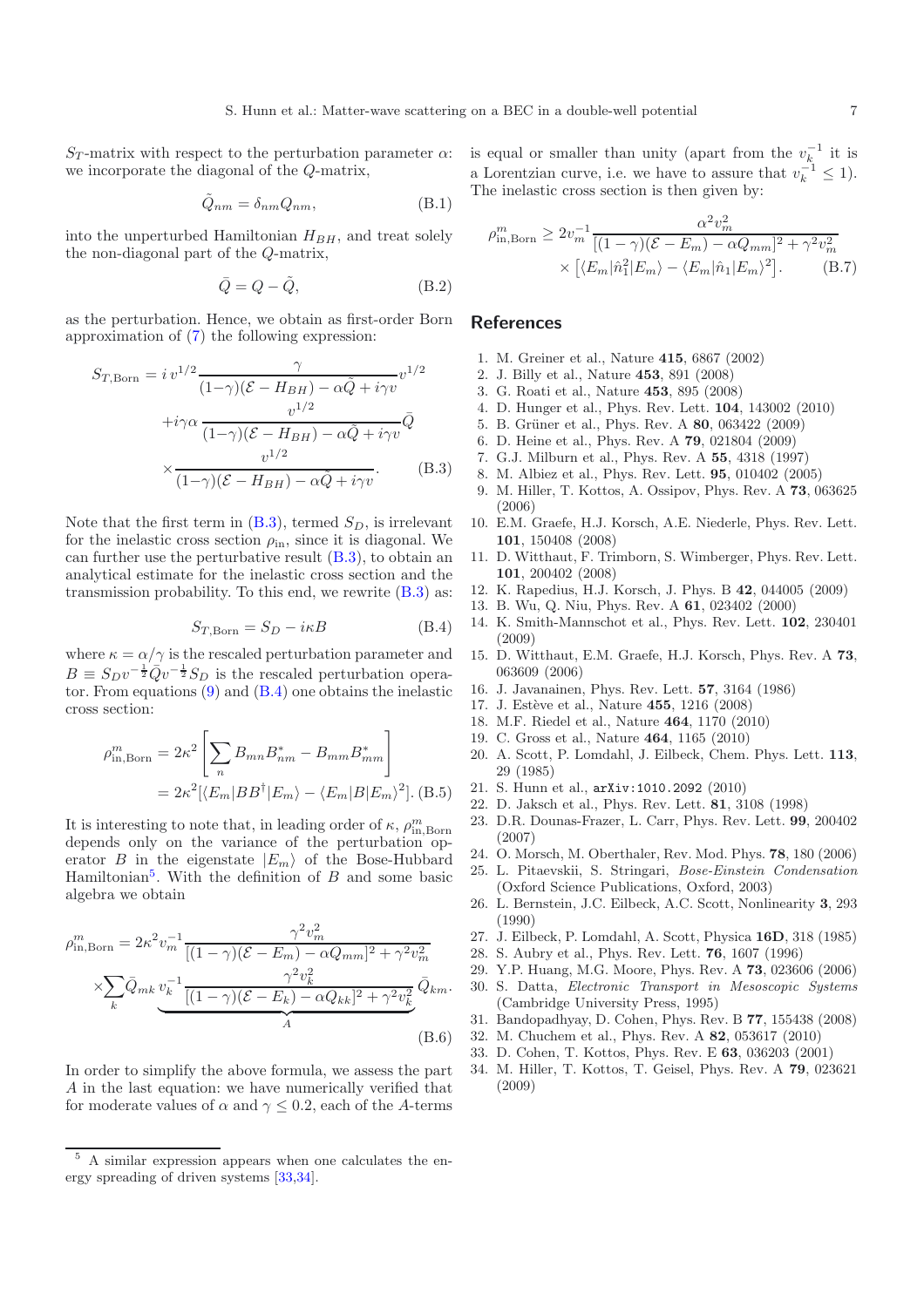$S_T$-matrix with respect to the perturbation parameter $\alpha$: we incorporate the diagonal of the $Q$-matrix,

$$\tilde{Q}_{nm} = \delta_{nm} Q_{nm}, \tag{B.1}$$

into the unperturbed Hamiltonian $H_{BH}$, and treat solely the non-diagonal part of the $Q$-matrix,

$$\bar{Q} = Q - \tilde{Q}, \tag{B.2}$$

as the perturbation. Hence, we obtain as first-order Born approximation of (7) the following expression:

$$\begin{aligned} S_{T,\mathrm{Born}} &= i\, v^{1/2} \frac{\gamma}{(1-\gamma)(\mathcal{E} - H_{BH}) - \alpha\tilde{Q} + i\gamma v} v^{1/2} \\ &\quad + i\gamma\alpha \frac{v^{1/2}}{(1-\gamma)(\mathcal{E} - H_{BH}) - \alpha\tilde{Q} + i\gamma v} \bar{Q} \\ &\quad \times \frac{v^{1/2}}{(1-\gamma)(\mathcal{E} - H_{BH}) - \alpha\tilde{Q} + i\gamma v}. \end{aligned} \tag{B.3}$$

Note that the first term in (B.3), termed $S_D$, is irrelevant for the inelastic cross section $\rho_{\mathrm{in}}$, since it is diagonal. We can further use the perturbative result (B.3), to obtain an analytical estimate for the inelastic cross section and the transmission probability. To this end, we rewrite (B.3) as:

$$S_{T,\mathrm{Born}} = S_D - i\kappa B \tag{B.4}$$

where $\kappa = \alpha/\gamma$ is the rescaled perturbation parameter and $B \equiv S_D v^{-\frac{1}{2}} \bar{Q} v^{-\frac{1}{2}} S_D$ is the rescaled perturbation operator. From equations (9) and (B.4) one obtains the inelastic cross section:

$$\begin{aligned} \rho^m_{\mathrm{in,Born}} &= 2\kappa^2 \left[ \sum_n B_{mn} B^*_{nm} - B_{mm} B^*_{mm} \right] \\ &= 2\kappa^2 [\langle E_m | B B^\dagger | E_m \rangle - \langle E_m | B | E_m \rangle^2]. \end{aligned} \tag{B.5}$$

It is interesting to note that, in leading order of $\kappa$, $\rho^m_{\mathrm{in,Born}}$ depends only on the variance of the perturbation operator $B$ in the eigenstate $|E_m\rangle$ of the Bose-Hubbard Hamiltonian[5]. With the definition of $B$ and some basic algebra we obtain

$$\begin{aligned} \rho^m_{\mathrm{in,Born}} &= 2\kappa^2 v_m^{-1} \frac{\gamma^2 v_m^2}{[(1-\gamma)(\mathcal{E} - E_m) - \alpha Q_{mm}]^2 + \gamma^2 v_m^2} \\ &\quad \times \sum_k \bar{Q}_{mk} \underbrace{v_k^{-1} \frac{\gamma^2 v_k^2}{[(1-\gamma)(\mathcal{E} - E_k) - \alpha Q_{kk}]^2 + \gamma^2 v_k^2}}_{A} \bar{Q}_{km}. \end{aligned} \tag{B.6}$$

In order to simplify the above formula, we assess the part $A$ in the last equation: we have numerically verified that for moderate values of $\alpha$ and $\gamma \leq 0.2$, each of the $A$-terms is equal or smaller than unity (apart from the $v_k^{-1}$ it is a Lorentzian curve, i.e. we have to assure that $v_k^{-1} \leq 1$). The inelastic cross section is then given by:

$$\begin{aligned} \rho^m_{\mathrm{in,Born}} &\geq 2 v_m^{-1} \frac{\alpha^2 v_m^2}{[(1-\gamma)(\mathcal{E} - E_m) - \alpha Q_{mm}]^2 + \gamma^2 v_m^2} \\ &\quad \times \left[ \langle E_m | \hat{n}_1^2 | E_m \rangle - \langle E_m | \hat{n}_1 | E_m \rangle^2 \right]. \end{aligned} \tag{B.7}$$

[5] A similar expression appears when one calculates the energy spreading of driven systems [33,34].

## References

1. M. Greiner et al., Nature **415**, 6867 (2002)
2. J. Billy et al., Nature **453**, 891 (2008)
3. G. Roati et al., Nature **453**, 895 (2008)
4. D. Hunger et al., Phys. Rev. Lett. **104**, 143002 (2010)
5. B. Grüner et al., Phys. Rev. A **80**, 063422 (2009)
6. D. Heine et al., Phys. Rev. A **79**, 021804 (2009)
7. G.J. Milburn et al., Phys. Rev. A **55**, 4318 (1997)
8. M. Albiez et al., Phys. Rev. Lett. **95**, 010402 (2005)
9. M. Hiller, T. Kottos, A. Ossipov, Phys. Rev. A **73**, 063625 (2006)
10. E.M. Graefe, H.J. Korsch, A.E. Niederle, Phys. Rev. Lett. **101**, 150408 (2008)
11. D. Witthaut, F. Trimborn, S. Wimberger, Phys. Rev. Lett. **101**, 200402 (2008)
12. K. Rapedius, H.J. Korsch, J. Phys. B **42**, 044005 (2009)
13. B. Wu, Q. Niu, Phys. Rev. A **61**, 023402 (2000)
14. K. Smith-Mannschot et al., Phys. Rev. Lett. **102**, 230401 (2009)
15. D. Witthaut, E.M. Graefe, H.J. Korsch, Phys. Rev. A **73**, 063609 (2006)
16. J. Javanainen, Phys. Rev. Lett. **57**, 3164 (1986)
17. J. Estève et al., Nature **455**, 1216 (2008)
18. M.F. Riedel et al., Nature **464**, 1170 (2010)
19. C. Gross et al., Nature **464**, 1165 (2010)
20. A. Scott, P. Lomdahl, J. Eilbeck, Chem. Phys. Lett. **113**, 29 (1985)
21. S. Hunn et al., arXiv:1010.2092 (2010)
22. D. Jaksch et al., Phys. Rev. Lett. **81**, 3108 (1998)
23. D.R. Dounas-Frazer, L. Carr, Phys. Rev. Lett. **99**, 200402 (2007)
24. O. Morsch, M. Oberthaler, Rev. Mod. Phys. **78**, 180 (2006)
25. L. Pitaevskii, S. Stringari, *Bose-Einstein Condensation* (Oxford Science Publications, Oxford, 2003)
26. L. Bernstein, J.C. Eilbeck, A.C. Scott, Nonlinearity **3**, 293 (1990)
27. J. Eilbeck, P. Lomdahl, A. Scott, Physica **16D**, 318 (1985)
28. S. Aubry et al., Phys. Rev. Lett. **76**, 1607 (1996)
29. Y.P. Huang, M.G. Moore, Phys. Rev. A **73**, 023606 (2006)
30. S. Datta, *Electronic Transport in Mesoscopic Systems* (Cambridge University Press, 1995)
31. Bandopadhyay, D. Cohen, Phys. Rev. B **77**, 155438 (2008)
32. M. Chuchem et al., Phys. Rev. A **82**, 053617 (2010)
33. D. Cohen, T. Kottos, Phys. Rev. E **63**, 036203 (2001)
34. M. Hiller, T. Kottos, T. Geisel, Phys. Rev. A **79**, 023621 (2009)